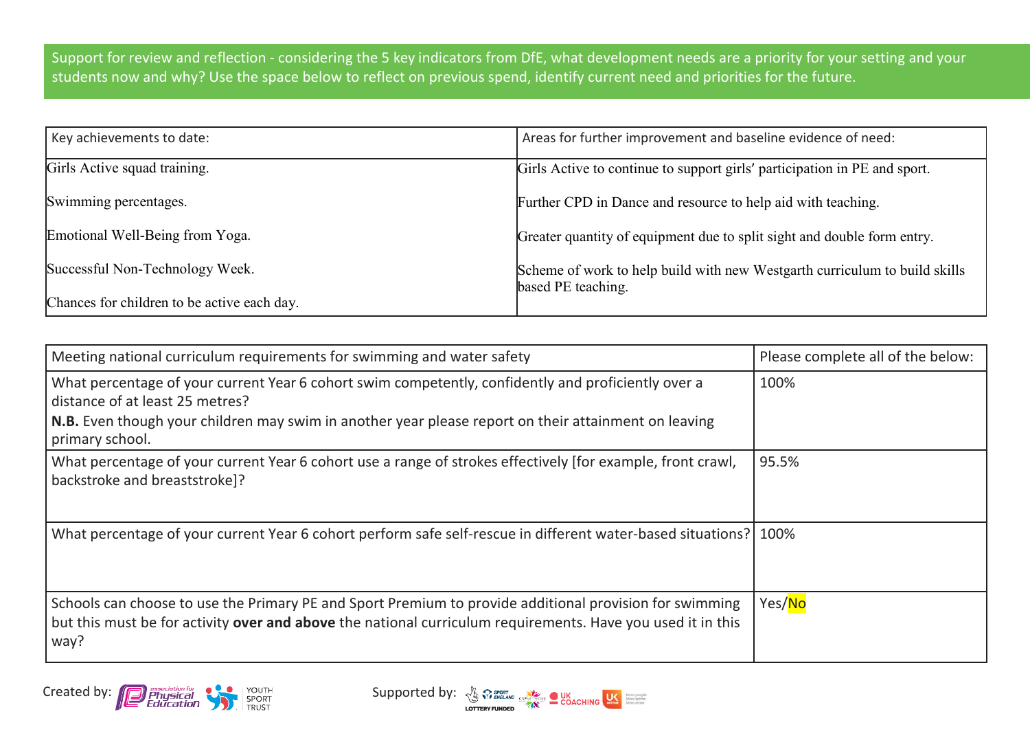Support for review and reflection - considering the 5 key indicators from DfE, what development needs are a priority for your setting and your students now and why? Use the space below to reflect on previous spend, identify current need and priorities for the future.

| Key achievements to date: | Areas for further improvement and baseline evidence of need: |
|---|---|
| Girls Active squad training.<br><br>Swimming percentages.<br><br>Emotional Well-Being from Yoga.<br><br>Successful Non-Technology Week.<br><br>Chances for children to be active each day. | Girls Active to continue to support girls' participation in PE and sport.<br><br>Further CPD in Dance and resource to help aid with teaching.<br><br>Greater quantity of equipment due to split sight and double form entry.<br><br>Scheme of work to help build with new Westgarth curriculum to build skills based PE teaching. |

| Meeting national curriculum requirements for swimming and water safety | Please complete all of the below: |
|---|---|
| What percentage of your current Year 6 cohort swim competently, confidently and proficiently over a distance of at least 25 metres?<br>**N.B.** Even though your children may swim in another year please report on their attainment on leaving primary school. | 100% |
| What percentage of your current Year 6 cohort use a range of strokes effectively [for example, front crawl, backstroke and breaststroke]? | 95.5% |
| What percentage of your current Year 6 cohort perform safe self-rescue in different water-based situations? | 100% |
| Schools can choose to use the Primary PE and Sport Premium to provide additional provision for swimming but this must be for activity **over and above** the national curriculum requirements. Have you used it in this way? | Yes/No |

Created by: Association for Physical Education, Youth Sport Trust

Supported by: Sport England, Lottery Funded, CSPN, UK Coaching, UK Active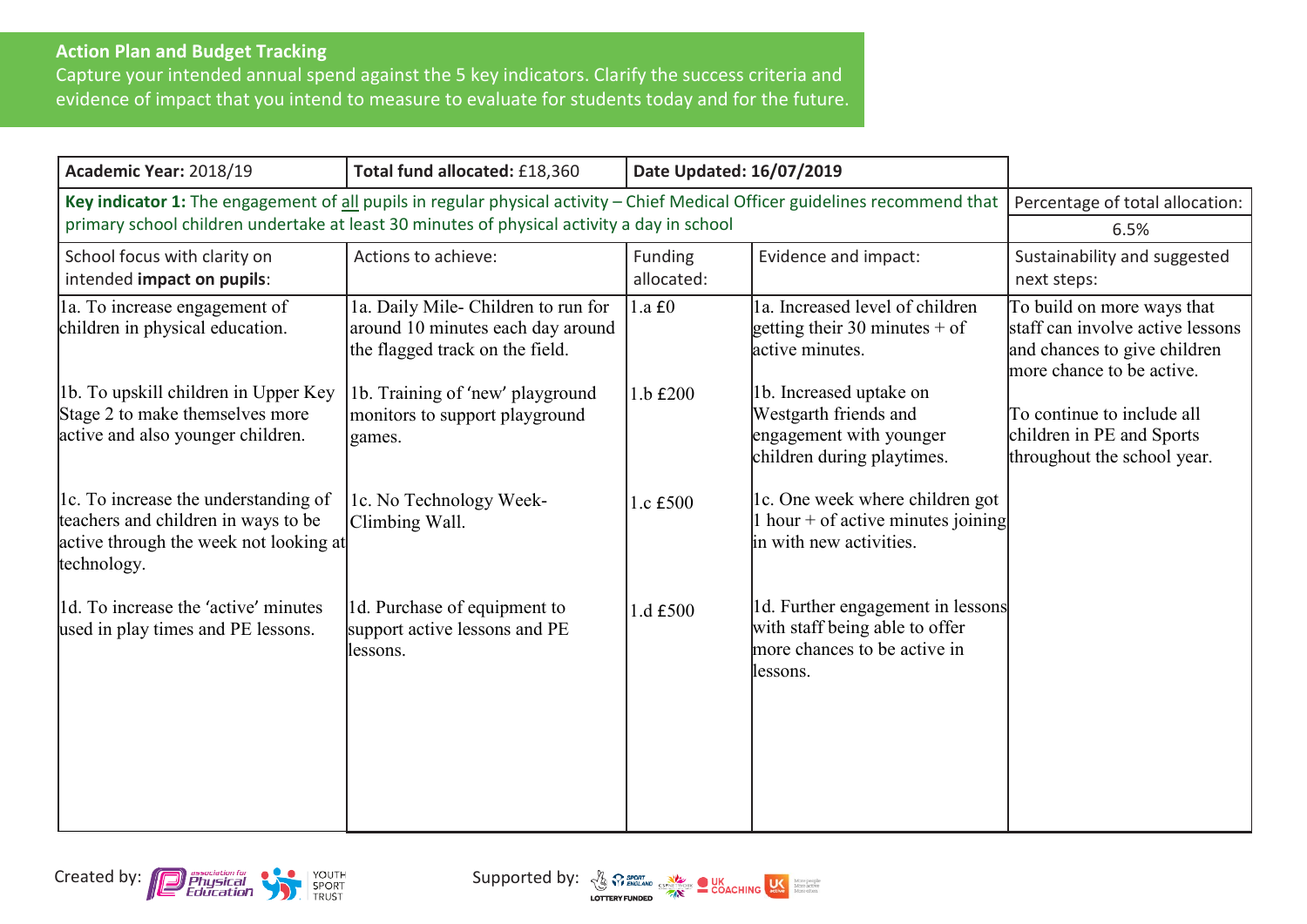## Action Plan and Budget Tracking

Capture your intended annual spend against the 5 key indicators. Clarify the success criteria and evidence of impact that you intend to measure to evaluate for students today and for the future.

| **Academic Year:** 2018/19 | **Total fund allocated:** £18,360 | **Date Updated: 16/07/2019** | | |
|---|---|---|---|---|
| **Key indicator 1:** The engagement of all pupils in regular physical activity – Chief Medical Officer guidelines recommend that primary school children undertake at least 30 minutes of physical activity a day in school | | | | Percentage of total allocation: 6.5% |
| School focus with clarity on intended **impact on pupils**: | Actions to achieve: | Funding allocated: | Evidence and impact: | Sustainability and suggested next steps: |
| 1a. To increase engagement of children in physical education.<br><br>1b. To upskill children in Upper Key Stage 2 to make themselves more active and also younger children.<br><br>1c. To increase the understanding of teachers and children in ways to be active through the week not looking at technology.<br><br>1d. To increase the 'active' minutes used in play times and PE lessons. | 1a. Daily Mile- Children to run for around 10 minutes each day around the flagged track on the field.<br><br>1b. Training of 'new' playground monitors to support playground games.<br><br>1c. No Technology Week- Climbing Wall.<br><br>1d. Purchase of equipment to support active lessons and PE lessons. | 1.a £0<br><br>1.b £200<br><br>1.c £500<br><br>1.d £500 | 1a. Increased level of children getting their 30 minutes + of active minutes.<br><br>1b. Increased uptake on Westgarth friends and engagement with younger children during playtimes.<br><br>1c. One week where children got 1 hour + of active minutes joining in with new activities.<br><br>1d. Further engagement in lessons with staff being able to offer more chances to be active in lessons. | To build on more ways that staff can involve active lessons and chances to give children more chance to be active.<br><br>To continue to include all children in PE and Sports throughout the school year. |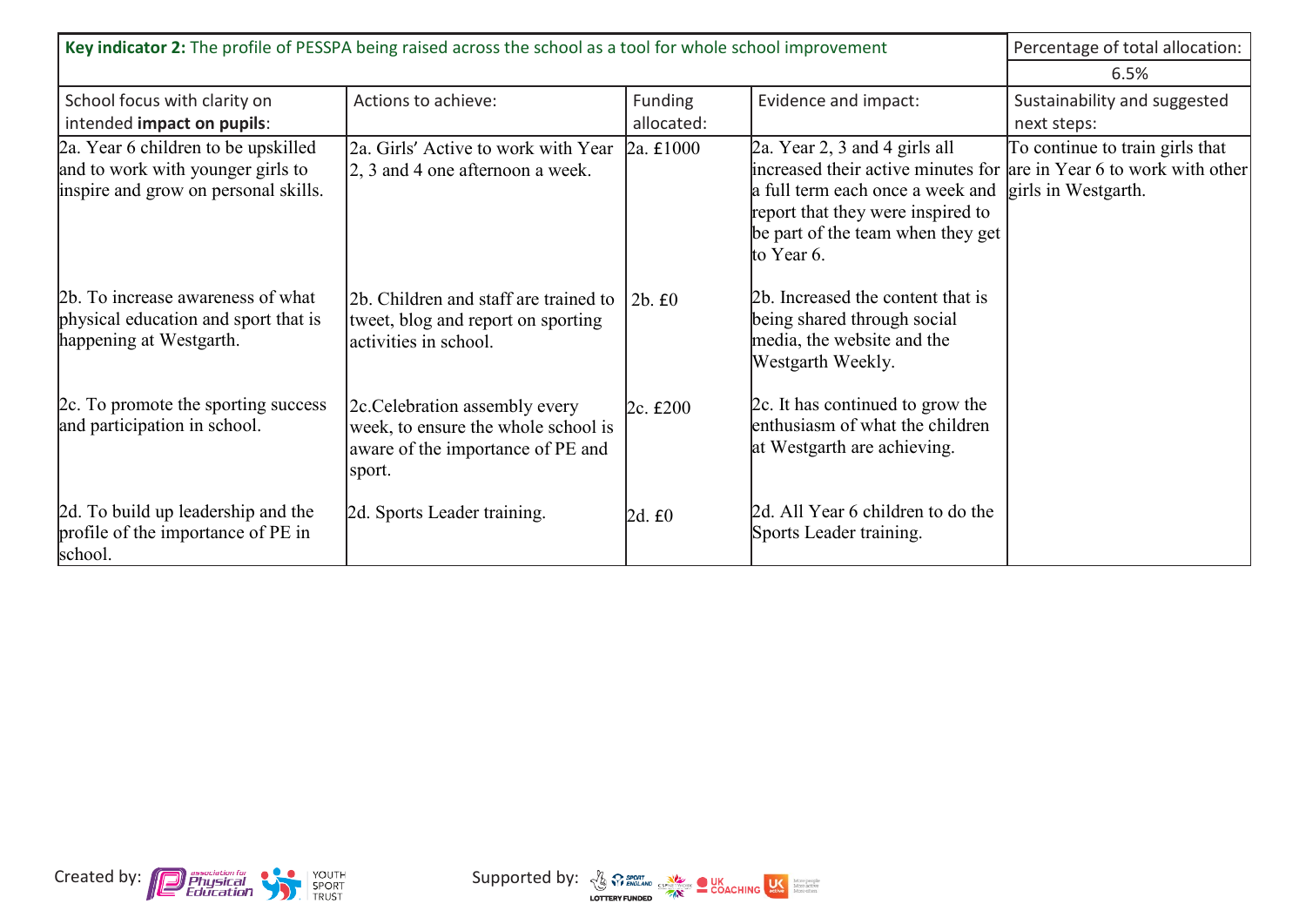| **Key indicator 2:** The profile of PESSPA being raised across the school as a tool for whole school improvement | | | | Percentage of total allocation: |
|---|---|---|---|---|
| | | | | 6.5% |
| School focus with clarity on intended **impact on pupils**: | Actions to achieve: | Funding allocated: | Evidence and impact: | Sustainability and suggested next steps: |
| 2a. Year 6 children to be upskilled and to work with younger girls to inspire and grow on personal skills. | 2a. Girls' Active to work with Year 2, 3 and 4 one afternoon a week. | 2a. £1000 | 2a. Year 2, 3 and 4 girls all increased their active minutes for a full term each once a week and report that they were inspired to be part of the team when they get to Year 6. | To continue to train girls that are in Year 6 to work with other girls in Westgarth. |
| 2b. To increase awareness of what physical education and sport that is happening at Westgarth. | 2b. Children and staff are trained to tweet, blog and report on sporting activities in school. | 2b. £0 | 2b. Increased the content that is being shared through social media, the website and the Westgarth Weekly. | |
| 2c. To promote the sporting success and participation in school. | 2c.Celebration assembly every week, to ensure the whole school is aware of the importance of PE and sport. | 2c. £200 | 2c. It has continued to grow the enthusiasm of what the children at Westgarth are achieving. | |
| 2d. To build up leadership and the profile of the importance of PE in school. | 2d. Sports Leader training. | 2d. £0 | 2d. All Year 6 children to do the Sports Leader training. | |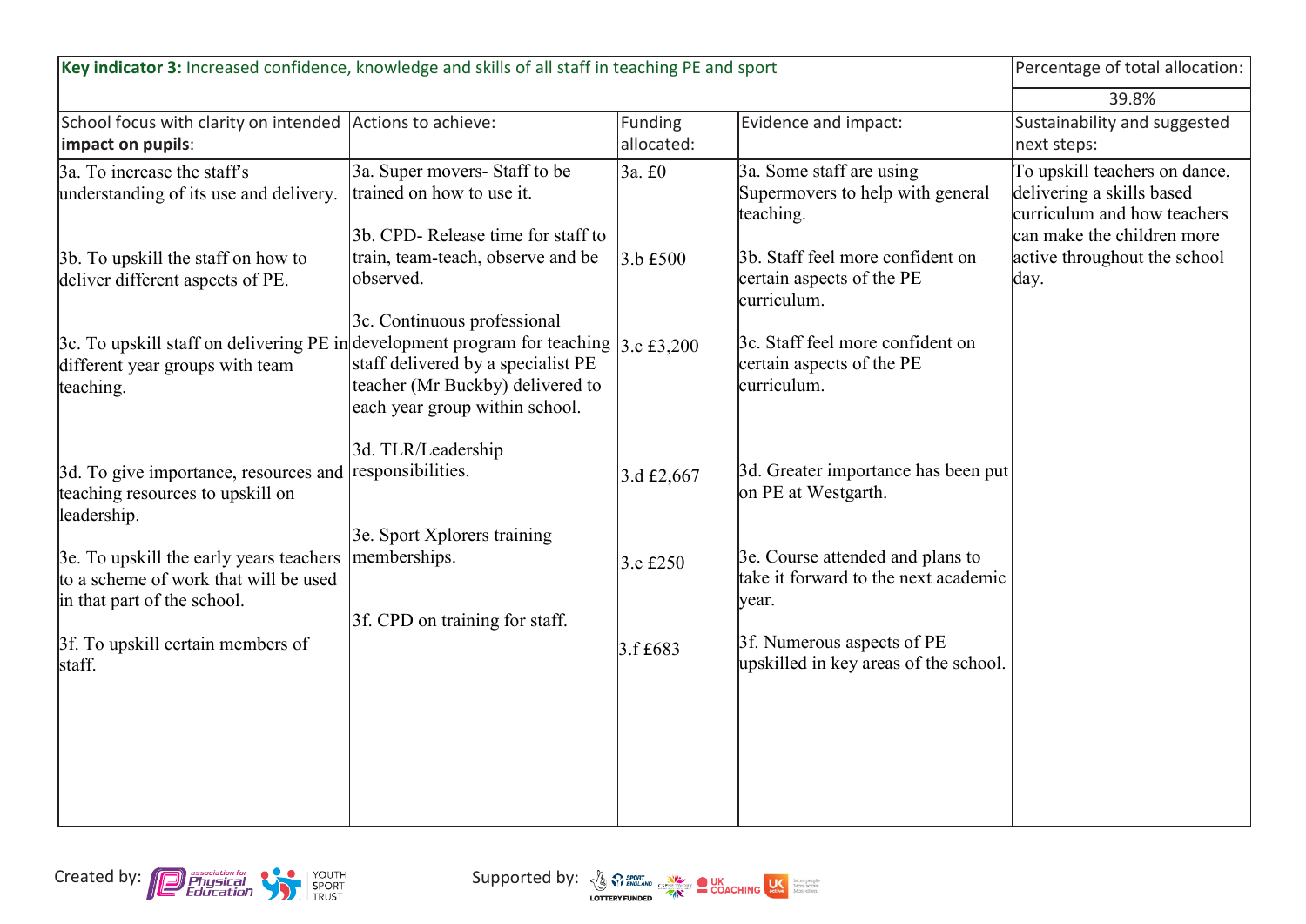| **Key indicator 3:** Increased confidence, knowledge and skills of all staff in teaching PE and sport | | | | Percentage of total allocation: |
|---|---|---|---|---|
| | | | | 39.8% |
| School focus with clarity on intended **impact on pupils**: | Actions to achieve: | Funding allocated: | Evidence and impact: | Sustainability and suggested next steps: |
| 3a. To increase the staff's understanding of its use and delivery.<br><br>3b. To upskill the staff on how to deliver different aspects of PE.<br><br>3c. To upskill staff on delivering PE in different year groups with team teaching.<br><br>3d. To give importance, resources and teaching resources to upskill on leadership.<br><br>3e. To upskill the early years teachers to a scheme of work that will be used in that part of the school.<br><br>3f. To upskill certain members of staff. | 3a. Super movers- Staff to be trained on how to use it.<br><br>3b. CPD- Release time for staff to train, team-teach, observe and be observed.<br><br>3c. Continuous professional development program for teaching staff delivered by a specialist PE teacher (Mr Buckby) delivered to each year group within school.<br><br>3d. TLR/Leadership responsibilities.<br><br>3e. Sport Xplorers training memberships.<br><br>3f. CPD on training for staff. | 3a. £0<br><br>3.b £500<br><br>3.c £3,200<br><br>3.d £2,667<br><br>3.e £250<br><br>3.f £683 | 3a. Some staff are using Supermovers to help with general teaching.<br><br>3b. Staff feel more confident on certain aspects of the PE curriculum.<br><br>3c. Staff feel more confident on certain aspects of the PE curriculum.<br><br>3d. Greater importance has been put on PE at Westgarth.<br><br>3e. Course attended and plans to take it forward to the next academic year.<br><br>3f. Numerous aspects of PE upskilled in key areas of the school. | To upskill teachers on dance, delivering a skills based curriculum and how teachers can make the children more active throughout the school day. |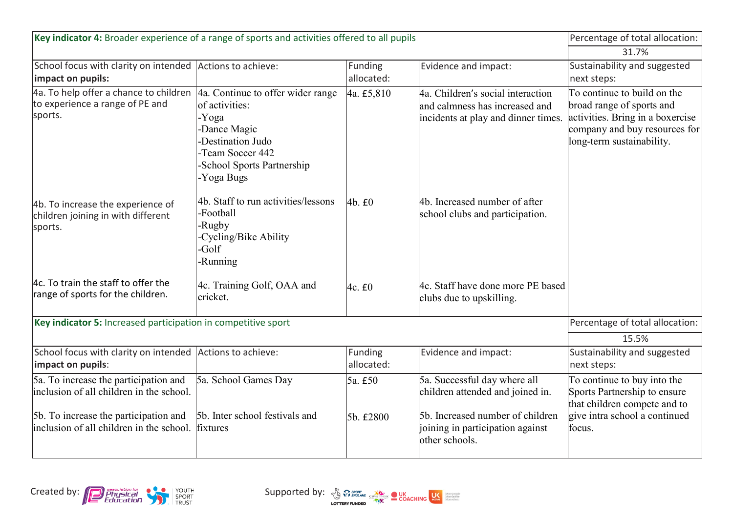| Key indicator 4: Broader experience of a range of sports and activities offered to all pupils | | | | Percentage of total allocation: |
|---|---|---|---|---|
| | | | | 31.7% |
| School focus with clarity on intended **impact on pupils:** | Actions to achieve: | Funding allocated: | Evidence and impact: | Sustainability and suggested next steps: |
| 4a. To help offer a chance to children to experience a range of PE and sports. | 4a. Continue to offer wider range of activities:<br>-Yoga<br>-Dance Magic<br>-Destination Judo<br>-Team Soccer 442<br>-School Sports Partnership<br>-Yoga Bugs | 4a. £5,810 | 4a. Children's social interaction and calmness has increased and incidents at play and dinner times. | To continue to build on the broad range of sports and activities. Bring in a boxercise company and buy resources for long-term sustainability. |
| 4b. To increase the experience of children joining in with different sports. | 4b. Staff to run activities/lessons<br>-Football<br>-Rugby<br>-Cycling/Bike Ability<br>-Golf<br>-Running | 4b. £0 | 4b. Increased number of after school clubs and participation. | |
| 4c. To train the staff to offer the range of sports for the children. | 4c. Training Golf, OAA and cricket. | 4c. £0 | 4c. Staff have done more PE based clubs due to upskilling. | |

| Key indicator 5: Increased participation in competitive sport | | | | Percentage of total allocation: |
|---|---|---|---|---|
| | | | | 15.5% |
| School focus with clarity on intended **impact on pupils**: | Actions to achieve: | Funding allocated: | Evidence and impact: | Sustainability and suggested next steps: |
| 5a. To increase the participation and inclusion of all children in the school. | 5a. School Games Day | 5a. £50 | 5a. Successful day where all children attended and joined in. | To continue to buy into the Sports Partnership to ensure that children compete and to give intra school a continued focus. |
| 5b. To increase the participation and inclusion of all children in the school. | 5b. Inter school festivals and fixtures | 5b. £2800 | 5b. Increased number of children joining in participation against other schools. | |